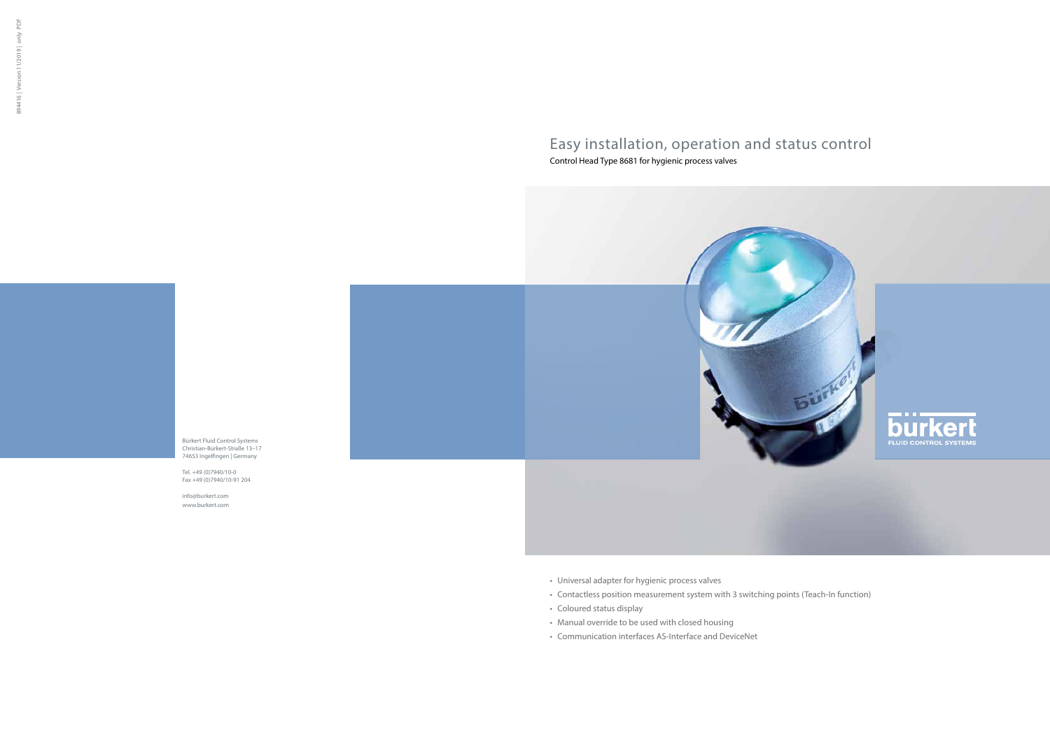# Easy installation, operation and status control

Control Head Type 8681 for hygienic process valves

- Universal adapter for hygienic process valves
- Contactless position measurement system with 3 switching points (Teach-In function)
- Coloured status display
- Manual override to be used with closed housing
- Communication interfaces AS-Interface and DeviceNet

Bürkert Fluid Control Systems
Christian-Bürkert-Straße 13–17
74653 Ingelfingen | Germany

Tel. +49 (0)7940/10-0
Fax +49 (0)7940/10-91 204

info@burkert.com
www.burkert.com

894416 | Version 11/2019 | only PDF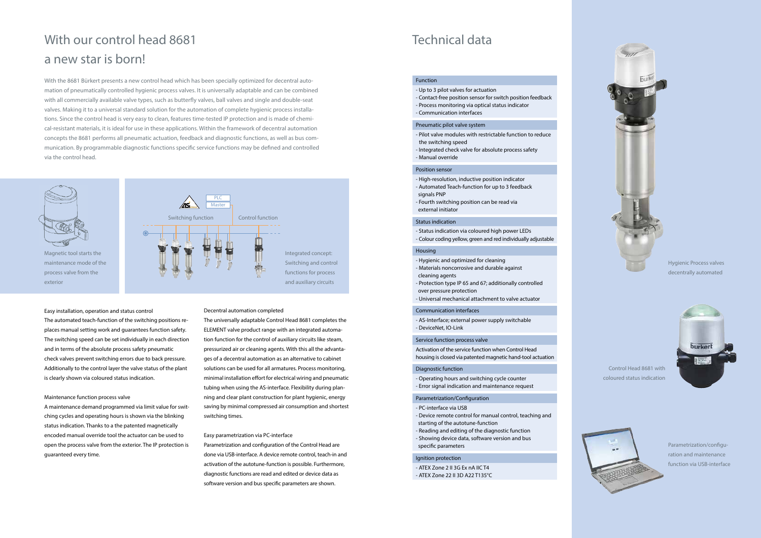# With our control head 8681 a new star is born!

With the 8681 Bürkert presents a new control head which has been specially optimized for decentral automation of pneumatically controlled hygienic process valves. It is universally adaptable and can be combined with all commercially available valve types, such as butterfly valves, ball valves and single and double-seat valves. Making it to a universal standard solution for the automation of complete hygienic process installations. Since the control head is very easy to clean, features time-tested IP protection and is made of chemical-resistant materials, it is ideal for use in these applications. Within the framework of decentral automation concepts the 8681 performs all pneumatic actuation, feedback and diagnostic functions, as well as bus communication. By programmable diagnostic functions specific service functions may be defined and controlled via the control head.

Magnetic tool starts the maintenance mode of the process valve from the exterior

PLC
Master
Switching function
Control function

Integrated concept: Switching and control functions for process and auxiliary circuits

### Easy installation, operation and status control

The automated teach-function of the switching positions replaces manual setting work and guarantees function safety. The switching speed can be set individually in each direction and in terms of the absolute process safety pneumatic check valves prevent switching errors due to back pressure. Additionally to the control layer the valve status of the plant is clearly shown via coloured status indication.

### Maintenance function process valve

A maintenance demand programmed via limit value for switching cycles and operating hours is shown via the blinking status indication. Thanks to a the patented magnetically encoded manual override tool the actuator can be used to open the process valve from the exterior. The IP protection is guaranteed every time.

### Decentral automation completed

The universally adaptable Control Head 8681 completes the ELEMENT valve product range with an integrated automation function for the control of auxiliary circuits like steam, pressurized air or cleaning agents. With this all the advantages of a decentral automation as an alternative to cabinet solutions can be used for all armatures. Process monitoring, minimal installation effort for electrical wiring and pneumatic tubing when using the AS-interface. Flexibility during planning and clear plant construction for plant hygienic, energy saving by minimal compressed air consumption and shortest switching times.

### Easy parametrization via PC-interface

Parametrization and configuration of the Control Head are done via USB-interface. A device remote control, teach-in and activation of the autotune-function is possible. Furthermore, diagnostic functions are read and edited or device data as software version and bus specific parameters are shown.

# Technical data

### Function

- Up to 3 pilot valves for actuation
- Contact-free position sensor for switch position feedback
- Process monitoring via optical status indicator
- Communication interfaces

### Pneumatic pilot valve system

- Pilot valve modules with restrictable function to reduce the switching speed
- Integrated check valve for absolute process safety
- Manual override

### Position sensor

- High-resolution, inductive position indicator
- Automated Teach-function for up to 3 feedback signals PNP
- Fourth switching position can be read via external initiator

### Status indication

- Status indication via coloured high power LEDs
- Colour coding yellow, green and red individually adjustable

### Housing

- Hygienic and optimized for cleaning
- Materials noncorrosive and durable against cleaning agents
- Protection type IP 65 and 67; additionally controlled over pressure protection
- Universal mechanical attachment to valve actuator

### Communication interfaces

- AS-Interface; external power supply switchable
- DeviceNet, IO-Link

### Service function process valve

Activation of the service function when Control Head housing is closed via patented magnetic hand-tool actuation

### Diagnostic function

- Operating hours and switching cycle counter
- Error signal indication and maintenance request

### Parametrization/Configuration

- PC-interface via USB
- Device remote control for manual control, teaching and starting of the autotune-function
- Reading and editing of the diagnostic function
- Showing device data, software version and bus specific parameters

### Ignition protection

- ATEX Zone 2 II 3G Ex nA IIC T4
- ATEX Zone 22 II 3D A22 T135°C

Hygienic Process valves decentrally automated

Control Head 8681 with coloured status indication

Parametrization/configuration and maintenance function via USB-interface